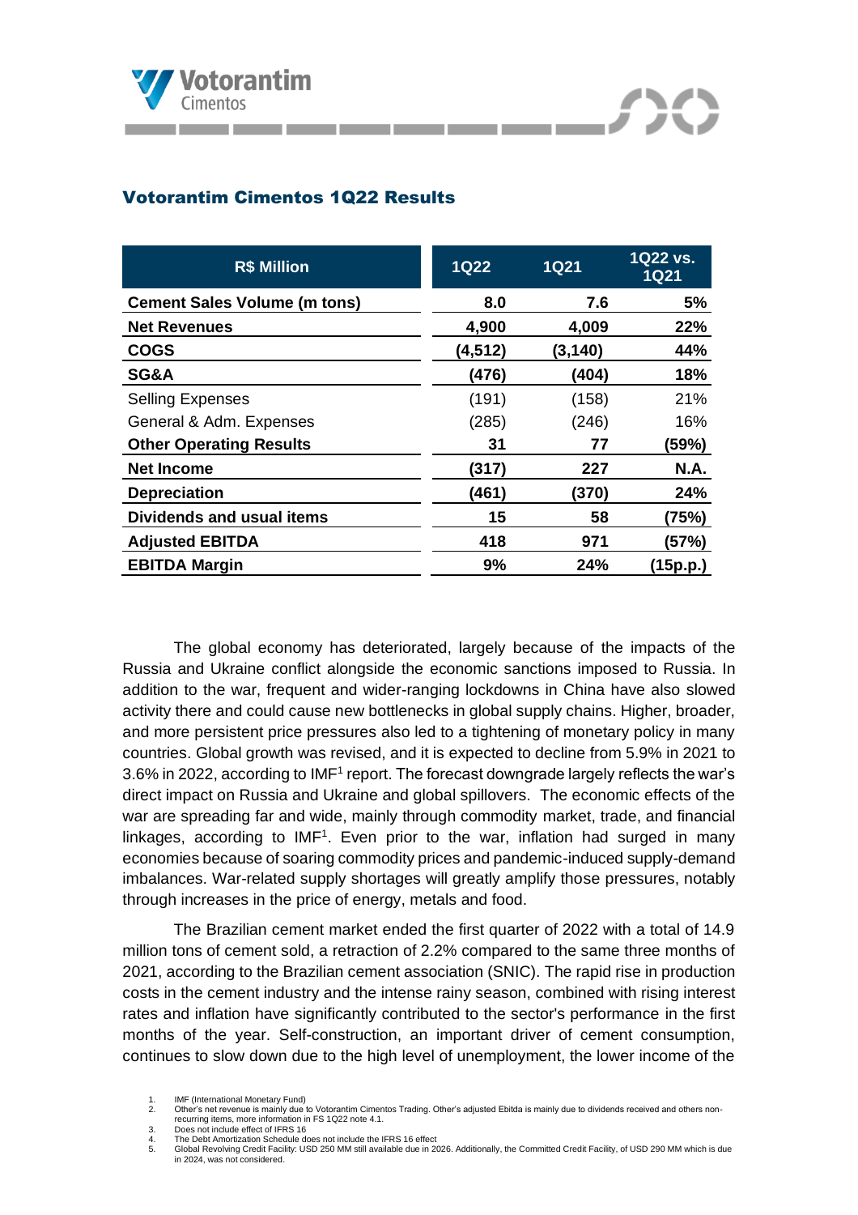## Votorantim Cimentos 1Q22 Results

| R$ Million | 1Q22 | 1Q21 | 1Q22 vs. 1Q21 |
|---|---|---|---|
| **Cement Sales Volume (m tons)** | **8.0** | **7.6** | **5%** |
| **Net Revenues** | **4,900** | **4,009** | **22%** |
| **COGS** | **(4,512)** | **(3,140)** | **44%** |
| **SG&A** | **(476)** | **(404)** | **18%** |
| Selling Expenses | (191) | (158) | 21% |
| General & Adm. Expenses | (285) | (246) | 16% |
| **Other Operating Results** | **31** | **77** | **(59%)** |
| **Net Income** | **(317)** | **227** | **N.A.** |
| **Depreciation** | **(461)** | **(370)** | **24%** |
| **Dividends and usual items** | **15** | **58** | **(75%)** |
| **Adjusted EBITDA** | **418** | **971** | **(57%)** |
| **EBITDA Margin** | **9%** | **24%** | **(15p.p.)** |

The global economy has deteriorated, largely because of the impacts of the Russia and Ukraine conflict alongside the economic sanctions imposed to Russia. In addition to the war, frequent and wider-ranging lockdowns in China have also slowed activity there and could cause new bottlenecks in global supply chains. Higher, broader, and more persistent price pressures also led to a tightening of monetary policy in many countries. Global growth was revised, and it is expected to decline from 5.9% in 2021 to 3.6% in 2022, according to IMF[1] report. The forecast downgrade largely reflects the war's direct impact on Russia and Ukraine and global spillovers. The economic effects of the war are spreading far and wide, mainly through commodity market, trade, and financial linkages, according to IMF[1]. Even prior to the war, inflation had surged in many economies because of soaring commodity prices and pandemic-induced supply-demand imbalances. War-related supply shortages will greatly amplify those pressures, notably through increases in the price of energy, metals and food.

The Brazilian cement market ended the first quarter of 2022 with a total of 14.9 million tons of cement sold, a retraction of 2.2% compared to the same three months of 2021, according to the Brazilian cement association (SNIC). The rapid rise in production costs in the cement industry and the intense rainy season, combined with rising interest rates and inflation have significantly contributed to the sector's performance in the first months of the year. Self-construction, an important driver of cement consumption, continues to slow down due to the high level of unemployment, the lower income of the

1. IMF (International Monetary Fund)
2. Other's net revenue is mainly due to Votorantim Cimentos Trading. Other's adjusted Ebitda is mainly due to dividends received and others non-recurring items, more information in FS 1Q22 note 4.1.
3. Does not include effect of IFRS 16
4. The Debt Amortization Schedule does not include the IFRS 16 effect
5. Global Revolving Credit Facility: USD 250 MM still available due in 2026. Additionally, the Committed Credit Facility, of USD 290 MM which is due in 2024, was not considered.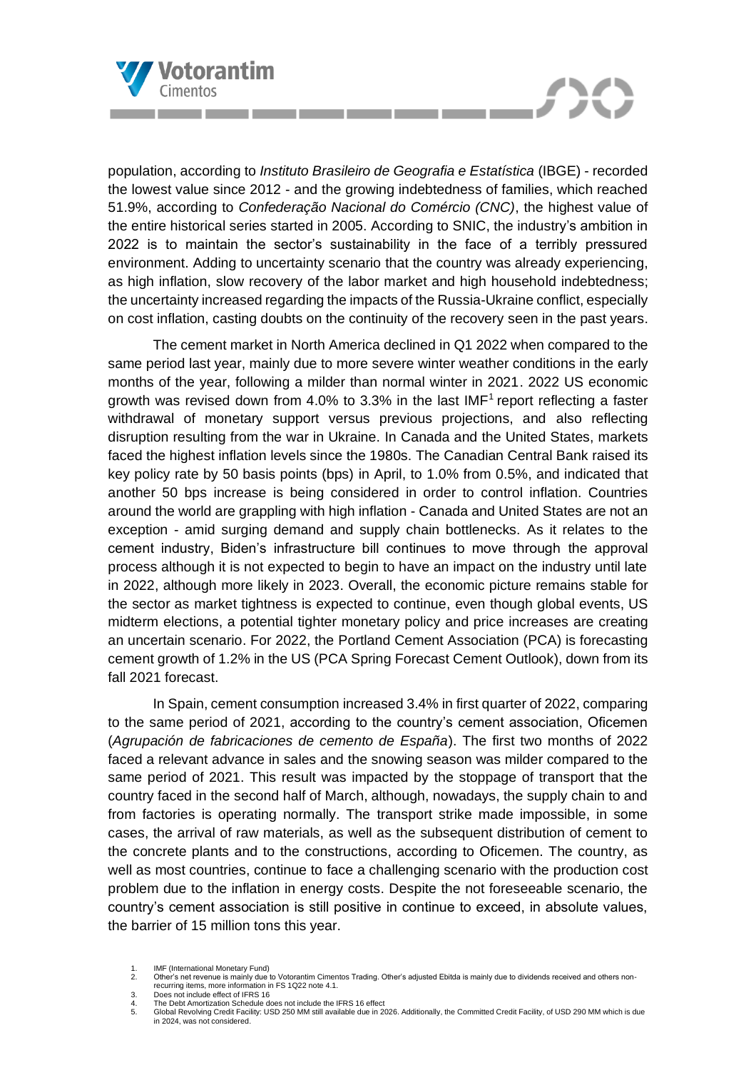population, according to *Instituto Brasileiro de Geografia e Estatística* (IBGE) - recorded the lowest value since 2012 - and the growing indebtedness of families, which reached 51.9%, according to *Confederação Nacional do Comércio (CNC)*, the highest value of the entire historical series started in 2005. According to SNIC, the industry's ambition in 2022 is to maintain the sector's sustainability in the face of a terribly pressured environment. Adding to uncertainty scenario that the country was already experiencing, as high inflation, slow recovery of the labor market and high household indebtedness; the uncertainty increased regarding the impacts of the Russia-Ukraine conflict, especially on cost inflation, casting doubts on the continuity of the recovery seen in the past years.

The cement market in North America declined in Q1 2022 when compared to the same period last year, mainly due to more severe winter weather conditions in the early months of the year, following a milder than normal winter in 2021. 2022 US economic growth was revised down from 4.0% to 3.3% in the last IMF[1] report reflecting a faster withdrawal of monetary support versus previous projections, and also reflecting disruption resulting from the war in Ukraine. In Canada and the United States, markets faced the highest inflation levels since the 1980s. The Canadian Central Bank raised its key policy rate by 50 basis points (bps) in April, to 1.0% from 0.5%, and indicated that another 50 bps increase is being considered in order to control inflation. Countries around the world are grappling with high inflation - Canada and United States are not an exception - amid surging demand and supply chain bottlenecks. As it relates to the cement industry, Biden's infrastructure bill continues to move through the approval process although it is not expected to begin to have an impact on the industry until late in 2022, although more likely in 2023. Overall, the economic picture remains stable for the sector as market tightness is expected to continue, even though global events, US midterm elections, a potential tighter monetary policy and price increases are creating an uncertain scenario. For 2022, the Portland Cement Association (PCA) is forecasting cement growth of 1.2% in the US (PCA Spring Forecast Cement Outlook), down from its fall 2021 forecast.

In Spain, cement consumption increased 3.4% in first quarter of 2022, comparing to the same period of 2021, according to the country's cement association, Oficemen (*Agrupación de fabricaciones de cemento de España*). The first two months of 2022 faced a relevant advance in sales and the snowing season was milder compared to the same period of 2021. This result was impacted by the stoppage of transport that the country faced in the second half of March, although, nowadays, the supply chain to and from factories is operating normally. The transport strike made impossible, in some cases, the arrival of raw materials, as well as the subsequent distribution of cement to the concrete plants and to the constructions, according to Oficemen. The country, as well as most countries, continue to face a challenging scenario with the production cost problem due to the inflation in energy costs. Despite the not foreseeable scenario, the country's cement association is still positive in continue to exceed, in absolute values, the barrier of 15 million tons this year.

1. IMF (International Monetary Fund)
2. Other's net revenue is mainly due to Votorantim Cimentos Trading. Other's adjusted Ebitda is mainly due to dividends received and others non-recurring items, more information in FS 1Q22 note 4.1.
3. Does not include effect of IFRS 16
4. The Debt Amortization Schedule does not include the IFRS 16 effect
5. Global Revolving Credit Facility: USD 250 MM still available due in 2026. Additionally, the Committed Credit Facility, of USD 290 MM which is due in 2024, was not considered.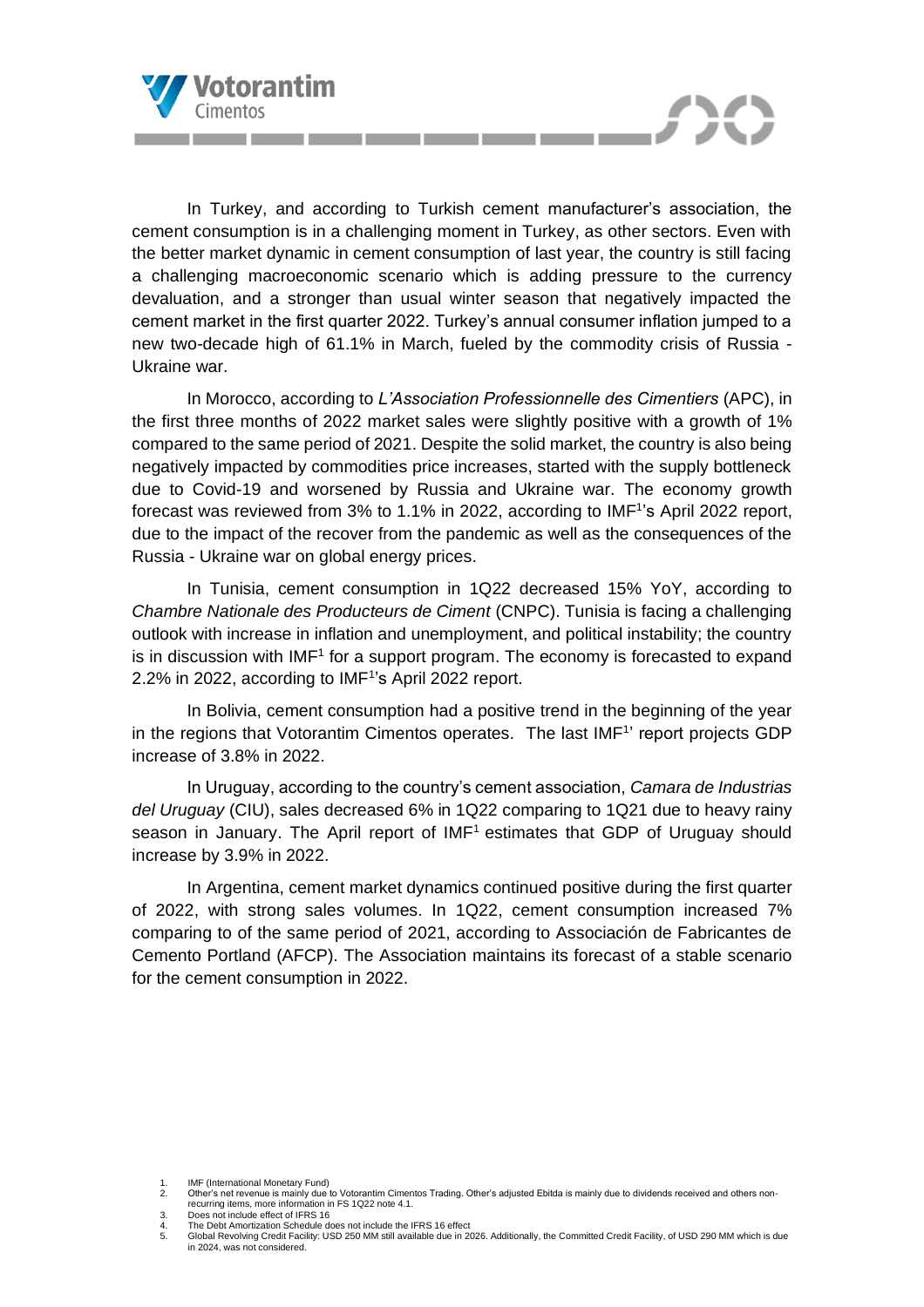In Turkey, and according to Turkish cement manufacturer's association, the cement consumption is in a challenging moment in Turkey, as other sectors. Even with the better market dynamic in cement consumption of last year, the country is still facing a challenging macroeconomic scenario which is adding pressure to the currency devaluation, and a stronger than usual winter season that negatively impacted the cement market in the first quarter 2022. Turkey's annual consumer inflation jumped to a new two-decade high of 61.1% in March, fueled by the commodity crisis of Russia - Ukraine war.

In Morocco, according to *L'Association Professionnelle des Cimentiers* (APC), in the first three months of 2022 market sales were slightly positive with a growth of 1% compared to the same period of 2021. Despite the solid market, the country is also being negatively impacted by commodities price increases, started with the supply bottleneck due to Covid-19 and worsened by Russia and Ukraine war. The economy growth forecast was reviewed from 3% to 1.1% in 2022, according to IMF[1]'s April 2022 report, due to the impact of the recover from the pandemic as well as the consequences of the Russia - Ukraine war on global energy prices.

In Tunisia, cement consumption in 1Q22 decreased 15% YoY, according to *Chambre Nationale des Producteurs de Ciment* (CNPC). Tunisia is facing a challenging outlook with increase in inflation and unemployment, and political instability; the country is in discussion with IMF[1] for a support program. The economy is forecasted to expand 2.2% in 2022, according to IMF[1]'s April 2022 report.

In Bolivia, cement consumption had a positive trend in the beginning of the year in the regions that Votorantim Cimentos operates. The last IMF[1]' report projects GDP increase of 3.8% in 2022.

In Uruguay, according to the country's cement association, *Camara de Industrias del Uruguay* (CIU), sales decreased 6% in 1Q22 comparing to 1Q21 due to heavy rainy season in January. The April report of IMF[1] estimates that GDP of Uruguay should increase by 3.9% in 2022.

In Argentina, cement market dynamics continued positive during the first quarter of 2022, with strong sales volumes. In 1Q22, cement consumption increased 7% comparing to of the same period of 2021, according to Associación de Fabricantes de Cemento Portland (AFCP). The Association maintains its forecast of a stable scenario for the cement consumption in 2022.

1. IMF (International Monetary Fund)
2. Other's net revenue is mainly due to Votorantim Cimentos Trading. Other's adjusted Ebitda is mainly due to dividends received and others non-recurring items, more information in FS 1Q22 note 4.1.
3. Does not include effect of IFRS 16
4. The Debt Amortization Schedule does not include the IFRS 16 effect
5. Global Revolving Credit Facility: USD 250 MM still available due in 2026. Additionally, the Committed Credit Facility, of USD 290 MM which is due in 2024, was not considered.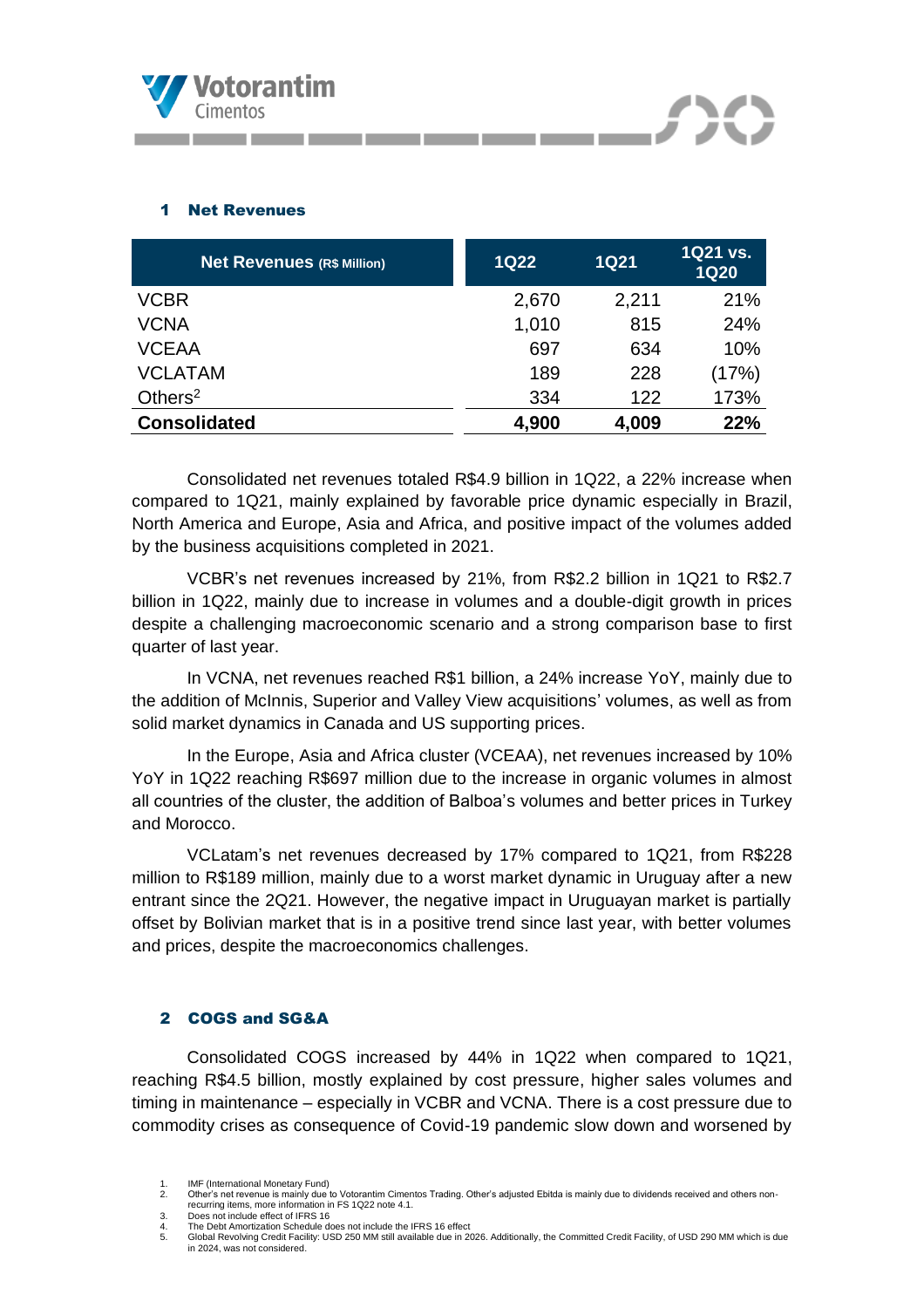## 1 Net Revenues

| Net Revenues (R$ Million) | 1Q22 | 1Q21 | 1Q21 vs. 1Q20 |
|---|---|---|---|
| VCBR | 2,670 | 2,211 | 21% |
| VCNA | 1,010 | 815 | 24% |
| VCEAA | 697 | 634 | 10% |
| VCLATAM | 189 | 228 | (17%) |
| Others[2] | 334 | 122 | 173% |
| **Consolidated** | **4,900** | **4,009** | **22%** |

Consolidated net revenues totaled R$4.9 billion in 1Q22, a 22% increase when compared to 1Q21, mainly explained by favorable price dynamic especially in Brazil, North America and Europe, Asia and Africa, and positive impact of the volumes added by the business acquisitions completed in 2021.

VCBR's net revenues increased by 21%, from R$2.2 billion in 1Q21 to R$2.7 billion in 1Q22, mainly due to increase in volumes and a double-digit growth in prices despite a challenging macroeconomic scenario and a strong comparison base to first quarter of last year.

In VCNA, net revenues reached R$1 billion, a 24% increase YoY, mainly due to the addition of McInnis, Superior and Valley View acquisitions' volumes, as well as from solid market dynamics in Canada and US supporting prices.

In the Europe, Asia and Africa cluster (VCEAA), net revenues increased by 10% YoY in 1Q22 reaching R$697 million due to the increase in organic volumes in almost all countries of the cluster, the addition of Balboa's volumes and better prices in Turkey and Morocco.

VCLatam's net revenues decreased by 17% compared to 1Q21, from R$228 million to R$189 million, mainly due to a worst market dynamic in Uruguay after a new entrant since the 2Q21. However, the negative impact in Uruguayan market is partially offset by Bolivian market that is in a positive trend since last year, with better volumes and prices, despite the macroeconomics challenges.

## 2 COGS and SG&A

Consolidated COGS increased by 44% in 1Q22 when compared to 1Q21, reaching R$4.5 billion, mostly explained by cost pressure, higher sales volumes and timing in maintenance – especially in VCBR and VCNA. There is a cost pressure due to commodity crises as consequence of Covid-19 pandemic slow down and worsened by

1. IMF (International Monetary Fund)
2. Other's net revenue is mainly due to Votorantim Cimentos Trading. Other's adjusted Ebitda is mainly due to dividends received and others non-recurring items, more information in FS 1Q22 note 4.1.
3. Does not include effect of IFRS 16
4. The Debt Amortization Schedule does not include the IFRS 16 effect
5. Global Revolving Credit Facility: USD 250 MM still available due in 2026. Additionally, the Committed Credit Facility, of USD 290 MM which is due in 2024, was not considered.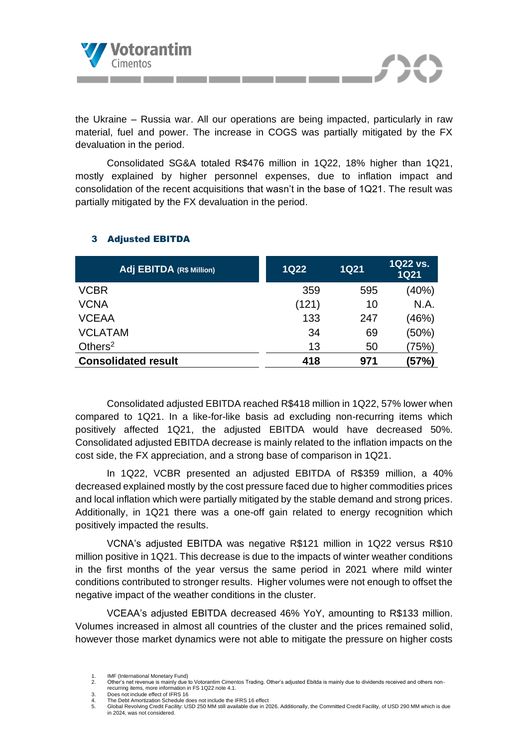the Ukraine – Russia war. All our operations are being impacted, particularly in raw material, fuel and power. The increase in COGS was partially mitigated by the FX devaluation in the period.

Consolidated SG&A totaled R$476 million in 1Q22, 18% higher than 1Q21, mostly explained by higher personnel expenses, due to inflation impact and consolidation of the recent acquisitions that wasn't in the base of 1Q21. The result was partially mitigated by the FX devaluation in the period.

## 3 Adjusted EBITDA

| Adj EBITDA (R$ Million) | 1Q22 | 1Q21 | 1Q22 vs. 1Q21 |
|---|---|---|---|
| VCBR | 359 | 595 | (40%) |
| VCNA | (121) | 10 | N.A. |
| VCEAA | 133 | 247 | (46%) |
| VCLATAM | 34 | 69 | (50%) |
| Others[2] | 13 | 50 | (75%) |
| **Consolidated result** | **418** | **971** | **(57%)** |

Consolidated adjusted EBITDA reached R$418 million in 1Q22, 57% lower when compared to 1Q21. In a like-for-like basis ad excluding non-recurring items which positively affected 1Q21, the adjusted EBITDA would have decreased 50%. Consolidated adjusted EBITDA decrease is mainly related to the inflation impacts on the cost side, the FX appreciation, and a strong base of comparison in 1Q21.

In 1Q22, VCBR presented an adjusted EBITDA of R$359 million, a 40% decreased explained mostly by the cost pressure faced due to higher commodities prices and local inflation which were partially mitigated by the stable demand and strong prices. Additionally, in 1Q21 there was a one-off gain related to energy recognition which positively impacted the results.

VCNA's adjusted EBITDA was negative R$121 million in 1Q22 versus R$10 million positive in 1Q21. This decrease is due to the impacts of winter weather conditions in the first months of the year versus the same period in 2021 where mild winter conditions contributed to stronger results. Higher volumes were not enough to offset the negative impact of the weather conditions in the cluster.

VCEAA's adjusted EBITDA decreased 46% YoY, amounting to R$133 million. Volumes increased in almost all countries of the cluster and the prices remained solid, however those market dynamics were not able to mitigate the pressure on higher costs

1. IMF (International Monetary Fund)
2. Other's net revenue is mainly due to Votorantim Cimentos Trading. Other's adjusted Ebitda is mainly due to dividends received and others non-recurring items, more information in FS 1Q22 note 4.1.
3. Does not include effect of IFRS 16
4. The Debt Amortization Schedule does not include the IFRS 16 effect
5. Global Revolving Credit Facility: USD 250 MM still available due in 2026. Additionally, the Committed Credit Facility, of USD 290 MM which is due in 2024, was not considered.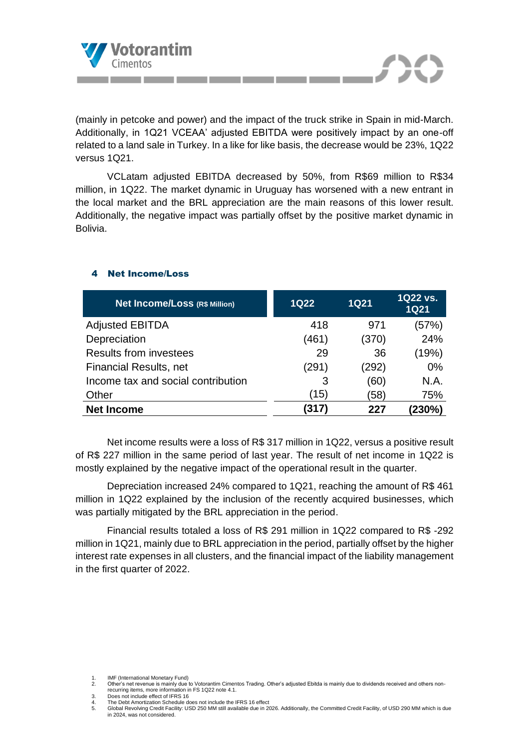(mainly in petcoke and power) and the impact of the truck strike in Spain in mid-March. Additionally, in 1Q21 VCEAA' adjusted EBITDA were positively impact by an one-off related to a land sale in Turkey. In a like for like basis, the decrease would be 23%, 1Q22 versus 1Q21.

VCLatam adjusted EBITDA decreased by 50%, from R$69 million to R$34 million, in 1Q22. The market dynamic in Uruguay has worsened with a new entrant in the local market and the BRL appreciation are the main reasons of this lower result. Additionally, the negative impact was partially offset by the positive market dynamic in Bolivia.

## 4 Net Income/Loss

| Net Income/Loss (R$ Million) | 1Q22 | 1Q21 | 1Q22 vs. 1Q21 |
|---|---|---|---|
| Adjusted EBITDA | 418 | 971 | (57%) |
| Depreciation | (461) | (370) | 24% |
| Results from investees | 29 | 36 | (19%) |
| Financial Results, net | (291) | (292) | 0% |
| Income tax and social contribution | 3 | (60) | N.A. |
| Other | (15) | (58) | 75% |
| **Net Income** | **(317)** | **227** | **(230%)** |

Net income results were a loss of R$ 317 million in 1Q22, versus a positive result of R$ 227 million in the same period of last year. The result of net income in 1Q22 is mostly explained by the negative impact of the operational result in the quarter.

Depreciation increased 24% compared to 1Q21, reaching the amount of R$ 461 million in 1Q22 explained by the inclusion of the recently acquired businesses, which was partially mitigated by the BRL appreciation in the period.

Financial results totaled a loss of R$ 291 million in 1Q22 compared to R$ -292 million in 1Q21, mainly due to BRL appreciation in the period, partially offset by the higher interest rate expenses in all clusters, and the financial impact of the liability management in the first quarter of 2022.

1. IMF (International Monetary Fund)
2. Other's net revenue is mainly due to Votorantim Cimentos Trading. Other's adjusted Ebitda is mainly due to dividends received and others non-recurring items, more information in FS 1Q22 note 4.1.
3. Does not include effect of IFRS 16
4. The Debt Amortization Schedule does not include the IFRS 16 effect
5. Global Revolving Credit Facility: USD 250 MM still available due in 2026. Additionally, the Committed Credit Facility, of USD 290 MM which is due in 2024, was not considered.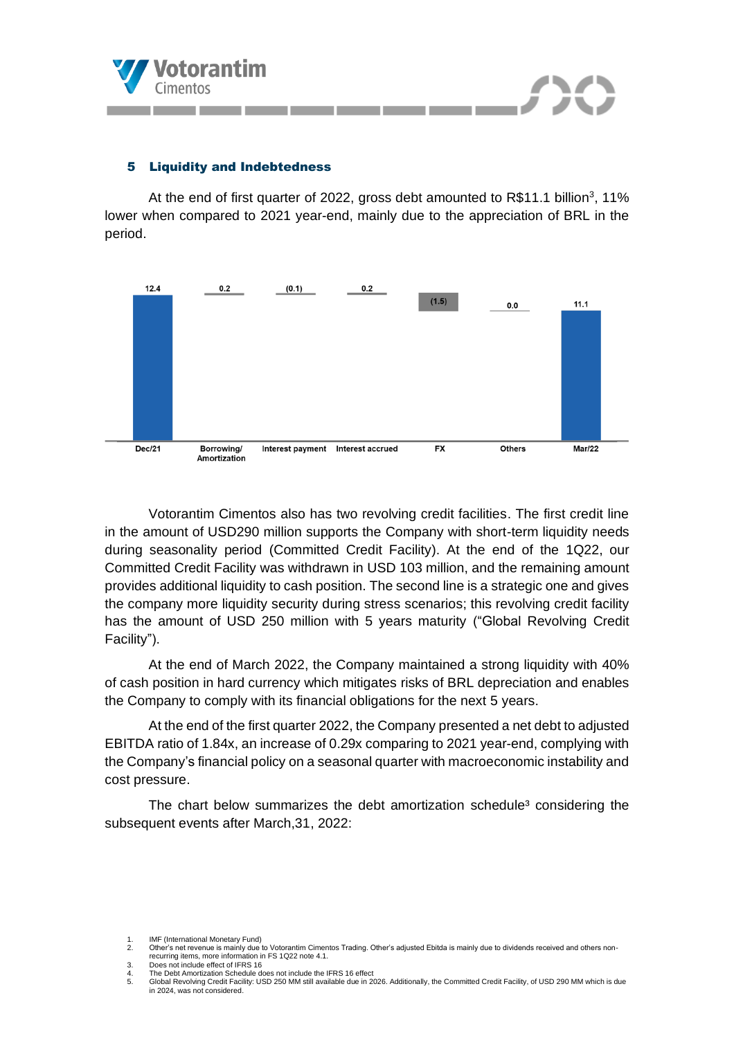## 5 Liquidity and Indebtedness

At the end of first quarter of 2022, gross debt amounted to R$11.1 billion[3], 11% lower when compared to 2021 year-end, mainly due to the appreciation of BRL in the period.

| Dec/21 | Borrowing/ Amortization | Interest payment | Interest accrued | FX | Others | Mar/22 |
|---|---|---|---|---|---|---|
| 12.4 | 0.2 | (0.1) | 0.2 | (1.5) | 0.0 | 11.1 |

Votorantim Cimentos also has two revolving credit facilities. The first credit line in the amount of USD290 million supports the Company with short-term liquidity needs during seasonality period (Committed Credit Facility). At the end of the 1Q22, our Committed Credit Facility was withdrawn in USD 103 million, and the remaining amount provides additional liquidity to cash position. The second line is a strategic one and gives the company more liquidity security during stress scenarios; this revolving credit facility has the amount of USD 250 million with 5 years maturity ("Global Revolving Credit Facility").

At the end of March 2022, the Company maintained a strong liquidity with 40% of cash position in hard currency which mitigates risks of BRL depreciation and enables the Company to comply with its financial obligations for the next 5 years.

At the end of the first quarter 2022, the Company presented a net debt to adjusted EBITDA ratio of 1.84x, an increase of 0.29x comparing to 2021 year-end, complying with the Company's financial policy on a seasonal quarter with macroeconomic instability and cost pressure.

The chart below summarizes the debt amortization schedule[3] considering the subsequent events after March,31, 2022:

1. IMF (International Monetary Fund)
2. Other's net revenue is mainly due to Votorantim Cimentos Trading. Other's adjusted Ebitda is mainly due to dividends received and others non-recurring items, more information in FS 1Q22 note 4.1.
3. Does not include effect of IFRS 16
4. The Debt Amortization Schedule does not include the IFRS 16 effect
5. Global Revolving Credit Facility: USD 250 MM still available due in 2026. Additionally, the Committed Credit Facility, of USD 290 MM which is due in 2024, was not considered.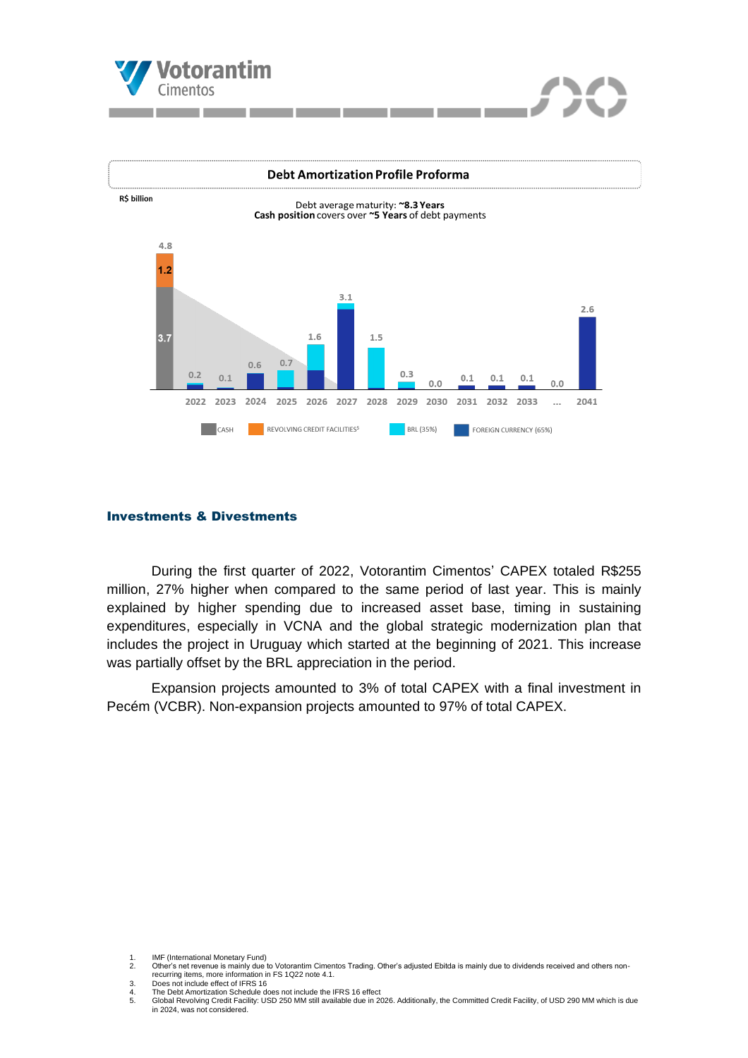**Debt Amortization Profile Proforma**

R$ billion

Debt average maturity: **~8.3 Years**
**Cash position** covers over **~5 Years** of debt payments

| | Cash | Revolving Credit Facilities[5] | Total |
|---|---|---|---|
| Cash position | 3.7 | 1.2 | 4.8 |

| Year | 2022 | 2023 | 2024 | 2025 | 2026 | 2027 | 2028 | 2029 | 2030 | 2031 | 2032 | 2033 | ... | 2041 |
|---|---|---|---|---|---|---|---|---|---|---|---|---|---|---|
| Debt amortization | 0.2 | 0.1 | 0.6 | 0.7 | 1.6 | 3.1 | 1.5 | 0.3 | 0.0 | 0.1 | 0.1 | 0.1 | 0.0 | 2.6 |

CASH | REVOLVING CREDIT FACILITIES[5] | BRL (35%) | FOREIGN CURRENCY (65%)

## Investments & Divestments

During the first quarter of 2022, Votorantim Cimentos' CAPEX totaled R$255 million, 27% higher when compared to the same period of last year. This is mainly explained by higher spending due to increased asset base, timing in sustaining expenditures, especially in VCNA and the global strategic modernization plan that includes the project in Uruguay which started at the beginning of 2021. This increase was partially offset by the BRL appreciation in the period.

Expansion projects amounted to 3% of total CAPEX with a final investment in Pecém (VCBR). Non-expansion projects amounted to 97% of total CAPEX.

1. IMF (International Monetary Fund)
2. Other's net revenue is mainly due to Votorantim Cimentos Trading. Other's adjusted Ebitda is mainly due to dividends received and others non-recurring items, more information in FS 1Q22 note 4.1.
3. Does not include effect of IFRS 16
4. The Debt Amortization Schedule does not include the IFRS 16 effect
5. Global Revolving Credit Facility: USD 250 MM still available due in 2026. Additionally, the Committed Credit Facility, of USD 290 MM which is due in 2024, was not considered.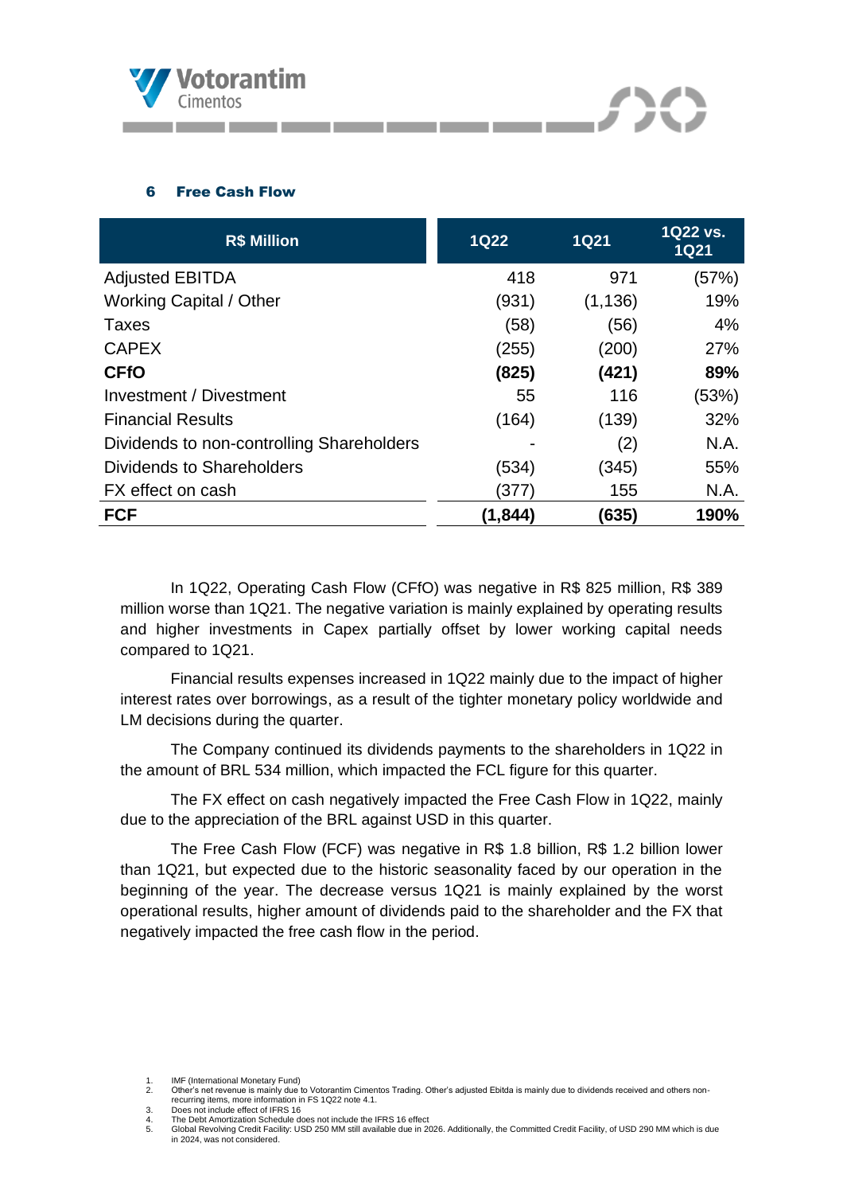## 6 Free Cash Flow

| R$ Million | 1Q22 | 1Q21 | 1Q22 vs. 1Q21 |
|---|---|---|---|
| Adjusted EBITDA | 418 | 971 | (57%) |
| Working Capital / Other | (931) | (1,136) | 19% |
| Taxes | (58) | (56) | 4% |
| CAPEX | (255) | (200) | 27% |
| **CFfO** | **(825)** | **(421)** | **89%** |
| Investment / Divestment | 55 | 116 | (53%) |
| Financial Results | (164) | (139) | 32% |
| Dividends to non-controlling Shareholders | - | (2) | N.A. |
| Dividends to Shareholders | (534) | (345) | 55% |
| FX effect on cash | (377) | 155 | N.A. |
| **FCF** | **(1,844)** | **(635)** | **190%** |

In 1Q22, Operating Cash Flow (CFfO) was negative in R$ 825 million, R$ 389 million worse than 1Q21. The negative variation is mainly explained by operating results and higher investments in Capex partially offset by lower working capital needs compared to 1Q21.

Financial results expenses increased in 1Q22 mainly due to the impact of higher interest rates over borrowings, as a result of the tighter monetary policy worldwide and LM decisions during the quarter.

The Company continued its dividends payments to the shareholders in 1Q22 in the amount of BRL 534 million, which impacted the FCL figure for this quarter.

The FX effect on cash negatively impacted the Free Cash Flow in 1Q22, mainly due to the appreciation of the BRL against USD in this quarter.

The Free Cash Flow (FCF) was negative in R$ 1.8 billion, R$ 1.2 billion lower than 1Q21, but expected due to the historic seasonality faced by our operation in the beginning of the year. The decrease versus 1Q21 is mainly explained by the worst operational results, higher amount of dividends paid to the shareholder and the FX that negatively impacted the free cash flow in the period.

1. IMF (International Monetary Fund)
2. Other's net revenue is mainly due to Votorantim Cimentos Trading. Other's adjusted Ebitda is mainly due to dividends received and others non-recurring items, more information in FS 1Q22 note 4.1.
3. Does not include effect of IFRS 16
4. The Debt Amortization Schedule does not include the IFRS 16 effect
5. Global Revolving Credit Facility: USD 250 MM still available due in 2026. Additionally, the Committed Credit Facility, of USD 290 MM which is due in 2024, was not considered.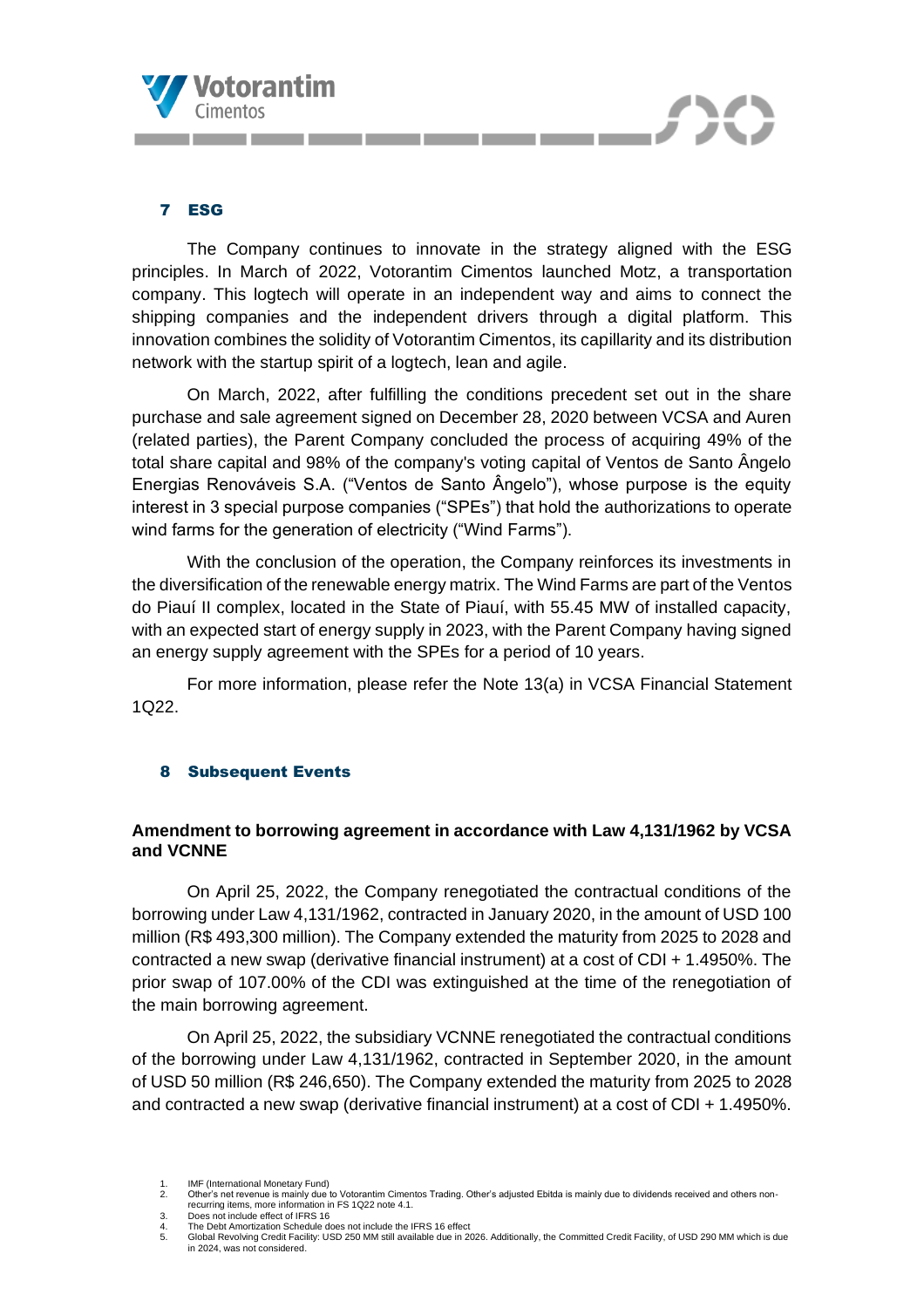## 7 ESG

The Company continues to innovate in the strategy aligned with the ESG principles. In March of 2022, Votorantim Cimentos launched Motz, a transportation company. This logtech will operate in an independent way and aims to connect the shipping companies and the independent drivers through a digital platform. This innovation combines the solidity of Votorantim Cimentos, its capillarity and its distribution network with the startup spirit of a logtech, lean and agile.

On March, 2022, after fulfilling the conditions precedent set out in the share purchase and sale agreement signed on December 28, 2020 between VCSA and Auren (related parties), the Parent Company concluded the process of acquiring 49% of the total share capital and 98% of the company's voting capital of Ventos de Santo Ângelo Energias Renováveis S.A. ("Ventos de Santo Ângelo"), whose purpose is the equity interest in 3 special purpose companies ("SPEs") that hold the authorizations to operate wind farms for the generation of electricity ("Wind Farms").

With the conclusion of the operation, the Company reinforces its investments in the diversification of the renewable energy matrix. The Wind Farms are part of the Ventos do Piauí II complex, located in the State of Piauí, with 55.45 MW of installed capacity, with an expected start of energy supply in 2023, with the Parent Company having signed an energy supply agreement with the SPEs for a period of 10 years.

For more information, please refer the Note 13(a) in VCSA Financial Statement 1Q22.

## 8 Subsequent Events

### Amendment to borrowing agreement in accordance with Law 4,131/1962 by VCSA and VCNNE

On April 25, 2022, the Company renegotiated the contractual conditions of the borrowing under Law 4,131/1962, contracted in January 2020, in the amount of USD 100 million (R$ 493,300 million). The Company extended the maturity from 2025 to 2028 and contracted a new swap (derivative financial instrument) at a cost of CDI + 1.4950%. The prior swap of 107.00% of the CDI was extinguished at the time of the renegotiation of the main borrowing agreement.

On April 25, 2022, the subsidiary VCNNE renegotiated the contractual conditions of the borrowing under Law 4,131/1962, contracted in September 2020, in the amount of USD 50 million (R$ 246,650). The Company extended the maturity from 2025 to 2028 and contracted a new swap (derivative financial instrument) at a cost of CDI + 1.4950%.

1. IMF (International Monetary Fund)
2. Other's net revenue is mainly due to Votorantim Cimentos Trading. Other's adjusted Ebitda is mainly due to dividends received and others non-recurring items, more information in FS 1Q22 note 4.1.
3. Does not include effect of IFRS 16
4. The Debt Amortization Schedule does not include the IFRS 16 effect
5. Global Revolving Credit Facility: USD 250 MM still available due in 2026. Additionally, the Committed Credit Facility, of USD 290 MM which is due in 2024, was not considered.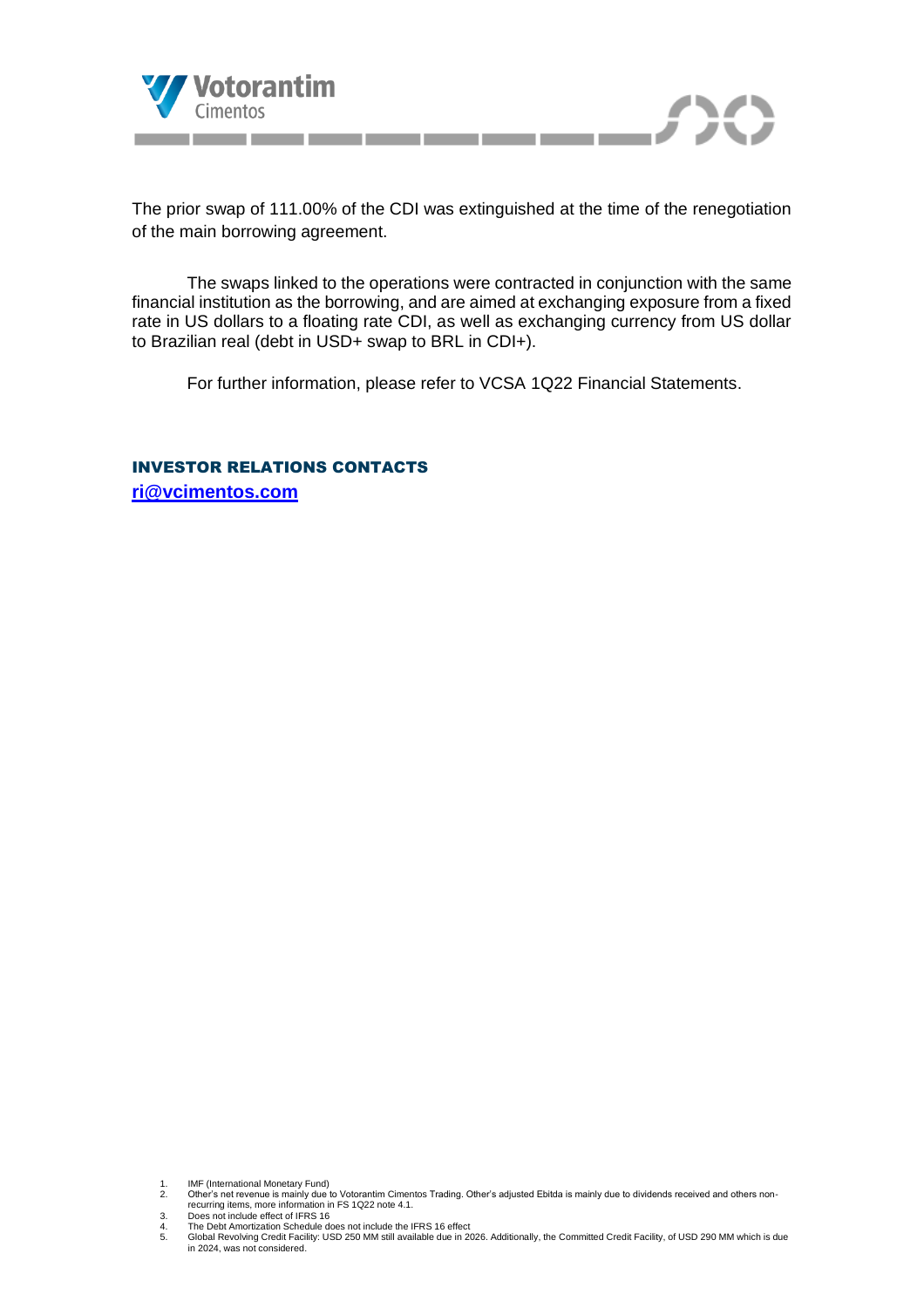The prior swap of 111.00% of the CDI was extinguished at the time of the renegotiation of the main borrowing agreement.

The swaps linked to the operations were contracted in conjunction with the same financial institution as the borrowing, and are aimed at exchanging exposure from a fixed rate in US dollars to a floating rate CDI, as well as exchanging currency from US dollar to Brazilian real (debt in USD+ swap to BRL in CDI+).

For further information, please refer to VCSA 1Q22 Financial Statements.

## INVESTOR RELATIONS CONTACTS

**ri@vcimentos.com**

1. IMF (International Monetary Fund)
2. Other's net revenue is mainly due to Votorantim Cimentos Trading. Other's adjusted Ebitda is mainly due to dividends received and others non-recurring items, more information in FS 1Q22 note 4.1.
3. Does not include effect of IFRS 16
4. The Debt Amortization Schedule does not include the IFRS 16 effect
5. Global Revolving Credit Facility: USD 250 MM still available due in 2026. Additionally, the Committed Credit Facility, of USD 290 MM which is due in 2024, was not considered.